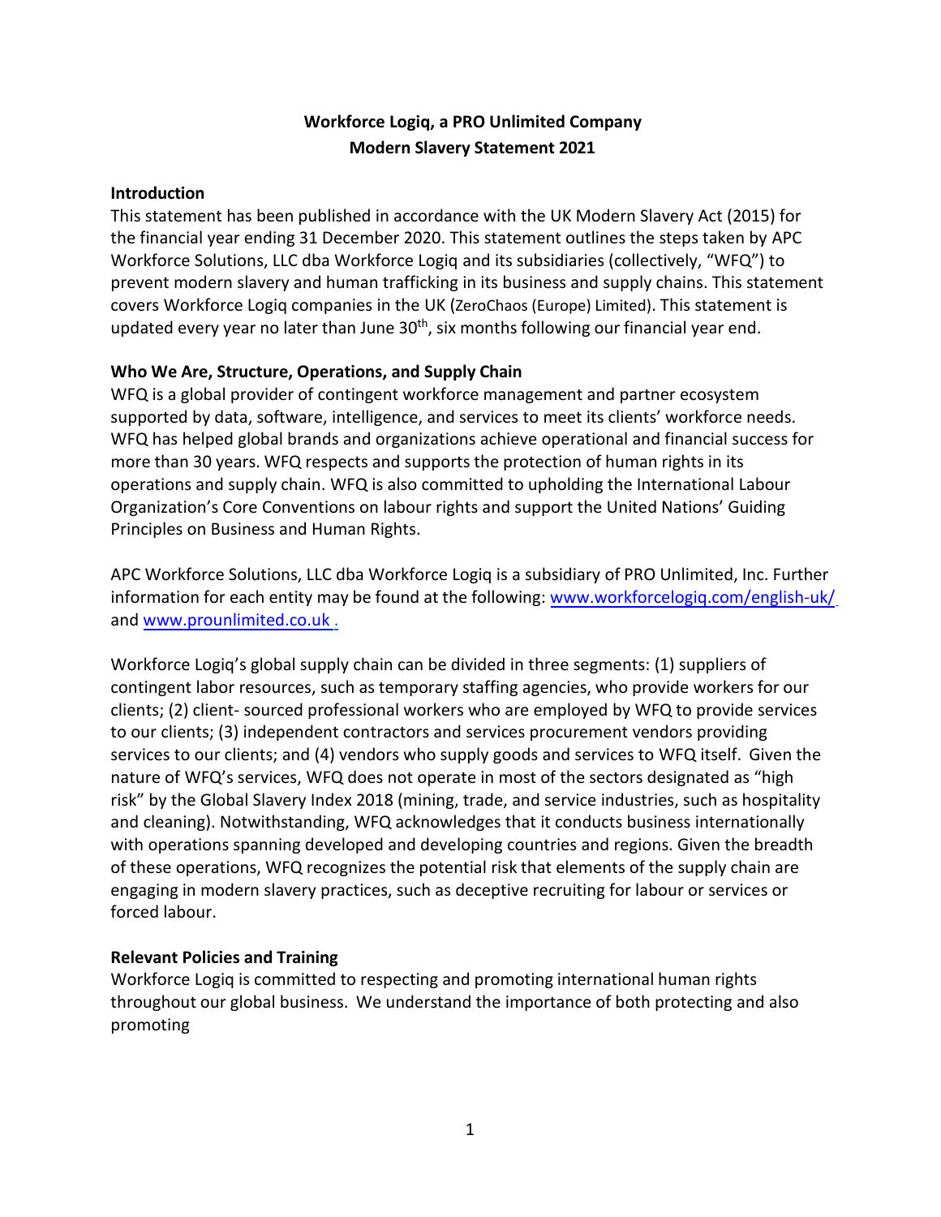# Workforce Logiq, a PRO Unlimited Company
# Modern Slavery Statement 2021

## Introduction

This statement has been published in accordance with the UK Modern Slavery Act (2015) for the financial year ending 31 December 2020. This statement outlines the steps taken by APC Workforce Solutions, LLC dba Workforce Logiq and its subsidiaries (collectively, "WFQ") to prevent modern slavery and human trafficking in its business and supply chains. This statement covers Workforce Logiq companies in the UK (ZeroChaos (Europe) Limited). This statement is updated every year no later than June 30th, six months following our financial year end.

## Who We Are, Structure, Operations, and Supply Chain

WFQ is a global provider of contingent workforce management and partner ecosystem supported by data, software, intelligence, and services to meet its clients' workforce needs. WFQ has helped global brands and organizations achieve operational and financial success for more than 30 years. WFQ respects and supports the protection of human rights in its operations and supply chain. WFQ is also committed to upholding the International Labour Organization's Core Conventions on labour rights and support the United Nations' Guiding Principles on Business and Human Rights.

APC Workforce Solutions, LLC dba Workforce Logiq is a subsidiary of PRO Unlimited, Inc. Further information for each entity may be found at the following: [www.workforcelogiq.com/english-uk/](www.workforcelogiq.com/english-uk/) and [www.prounlimited.co.uk](www.prounlimited.co.uk) .

Workforce Logiq's global supply chain can be divided in three segments: (1) suppliers of contingent labor resources, such as temporary staffing agencies, who provide workers for our clients; (2) client- sourced professional workers who are employed by WFQ to provide services to our clients; (3) independent contractors and services procurement vendors providing services to our clients; and (4) vendors who supply goods and services to WFQ itself. Given the nature of WFQ's services, WFQ does not operate in most of the sectors designated as "high risk" by the Global Slavery Index 2018 (mining, trade, and service industries, such as hospitality and cleaning). Notwithstanding, WFQ acknowledges that it conducts business internationally with operations spanning developed and developing countries and regions. Given the breadth of these operations, WFQ recognizes the potential risk that elements of the supply chain are engaging in modern slavery practices, such as deceptive recruiting for labour or services or forced labour.

## Relevant Policies and Training

Workforce Logiq is committed to respecting and promoting international human rights throughout our global business. We understand the importance of both protecting and also promoting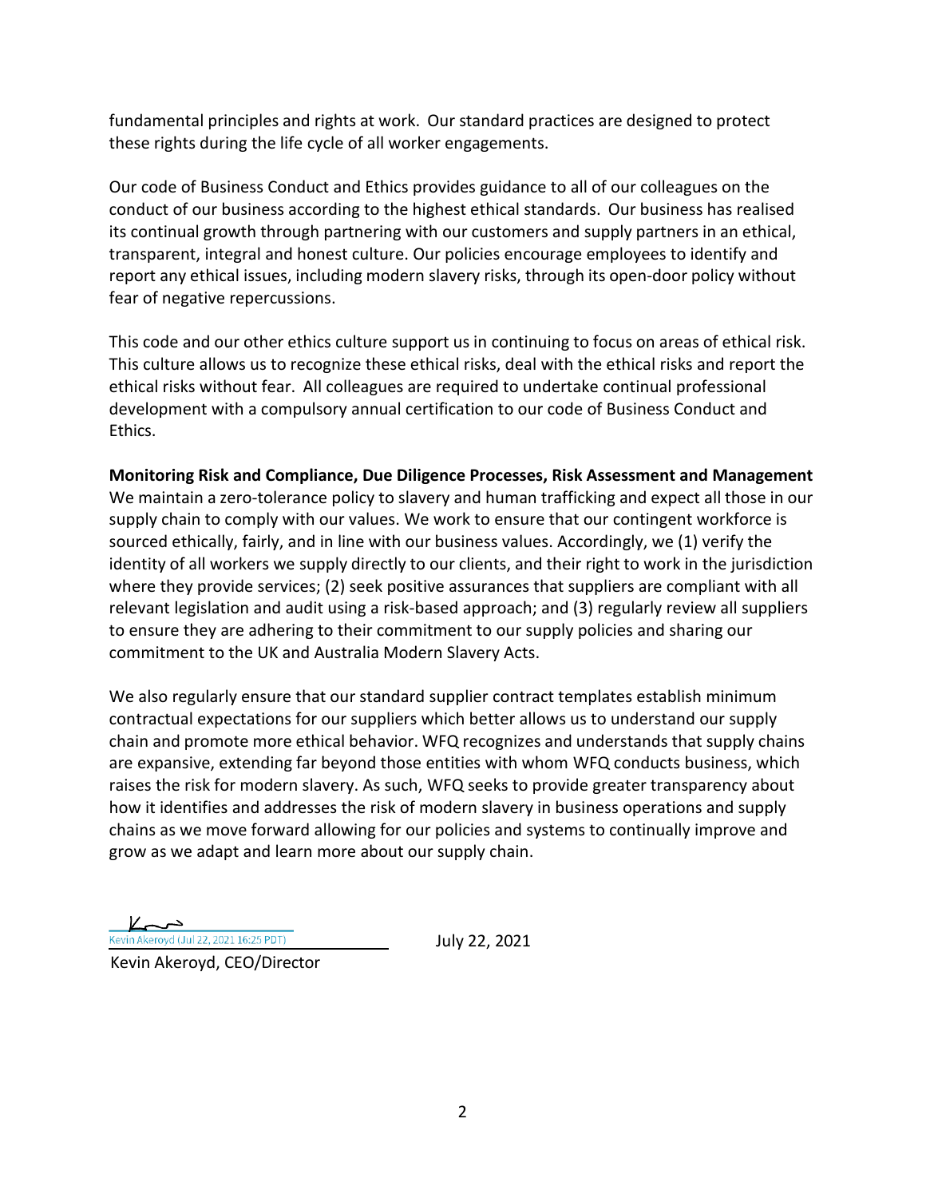fundamental principles and rights at work. Our standard practices are designed to protect these rights during the life cycle of all worker engagements.

Our code of Business Conduct and Ethics provides guidance to all of our colleagues on the conduct of our business according to the highest ethical standards. Our business has realised its continual growth through partnering with our customers and supply partners in an ethical, transparent, integral and honest culture. Our policies encourage employees to identify and report any ethical issues, including modern slavery risks, through its open-door policy without fear of negative repercussions.

This code and our other ethics culture support us in continuing to focus on areas of ethical risk. This culture allows us to recognize these ethical risks, deal with the ethical risks and report the ethical risks without fear. All colleagues are required to undertake continual professional development with a compulsory annual certification to our code of Business Conduct and Ethics.

**Monitoring Risk and Compliance, Due Diligence Processes, Risk Assessment and Management**

We maintain a zero-tolerance policy to slavery and human trafficking and expect all those in our supply chain to comply with our values. We work to ensure that our contingent workforce is sourced ethically, fairly, and in line with our business values. Accordingly, we (1) verify the identity of all workers we supply directly to our clients, and their right to work in the jurisdiction where they provide services; (2) seek positive assurances that suppliers are compliant with all relevant legislation and audit using a risk-based approach; and (3) regularly review all suppliers to ensure they are adhering to their commitment to our supply policies and sharing our commitment to the UK and Australia Modern Slavery Acts.

We also regularly ensure that our standard supplier contract templates establish minimum contractual expectations for our suppliers which better allows us to understand our supply chain and promote more ethical behavior. WFQ recognizes and understands that supply chains are expansive, extending far beyond those entities with whom WFQ conducts business, which raises the risk for modern slavery. As such, WFQ seeks to provide greater transparency about how it identifies and addresses the risk of modern slavery in business operations and supply chains as we move forward allowing for our policies and systems to continually improve and grow as we adapt and learn more about our supply chain.

Kevin Akeroyd (Jul 22, 2021 16:25 PDT)

Kevin Akeroyd, CEO/Director

July 22, 2021